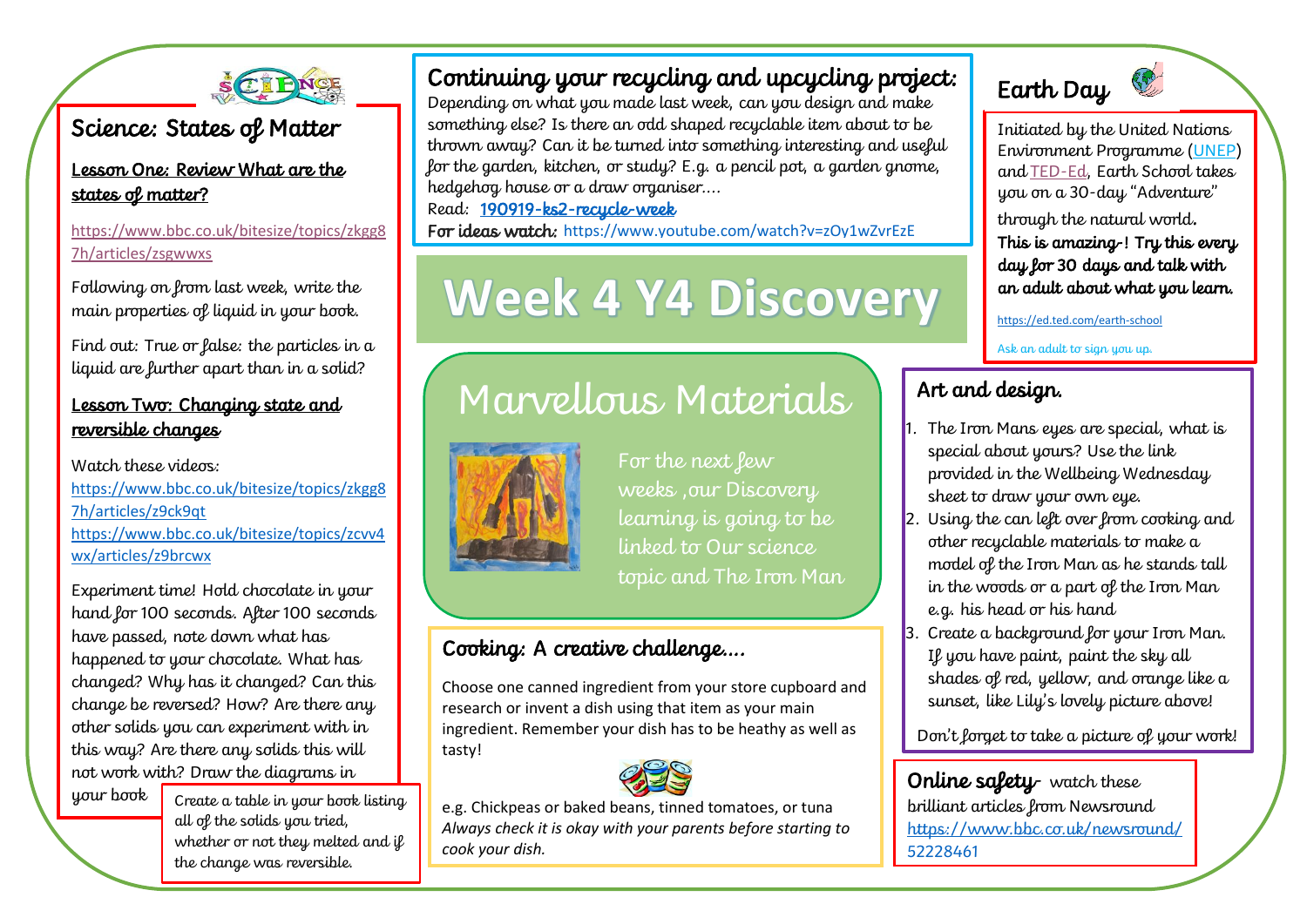# Week 4 Y4 Discovery

## Marvellous Materials

For the next few weeks ,our Discovery learning is going to be linked to Our science topic and The Iron Man

## Science: States of Matter

**Lesson One: Review What are the states of matter?**

https://www.bbc.co.uk/bitesize/topics/zkgg87h/articles/zsgwwxs

Following on from last week, write the main properties of liquid in your book.

Find out: True or false: the particles in a liquid are further apart than in a solid?

**Lesson Two: Changing state and reversible changes**

Watch these videos:

https://www.bbc.co.uk/bitesize/topics/zkgg87h/articles/z9ck9qt

https://www.bbc.co.uk/bitesize/topics/zcvv4wx/articles/z9brcwx

Experiment time! Hold chocolate in your hand for 100 seconds. After 100 seconds have passed, note down what has happened to your chocolate. What has changed? Why has it changed? Can this change be reversed? How? Are there any other solids you can experiment with in this way? Are there any solids this will not work with? Draw the diagrams in your book

Create a table in your book listing all of the solids you tried, whether or not they melted and if the change was reversible.

## Continuing your recycling and upcycling project:

Depending on what you made last week, can you design and make something else? Is there an odd shaped recyclable item about to be thrown away? Can it be turned into something interesting and useful for the garden, kitchen, or study? E.g. a pencil pot, a garden gnome, hedgehog house or a draw organiser....

Read: **190919-ks2-recycle-week**

**For ideas watch:** https://www.youtube.com/watch?v=zOy1wZvrEzE

## Earth Day

Initiated by the United Nations Environment Programme (UNEP) and TED-Ed, Earth School takes you on a 30-day "Adventure" through the natural world.

**This is amazing-! Try this every day for 30 days and talk with an adult about what you learn.**

https://ed.ted.com/earth-school

Ask an adult to sign you up.

## Art and design.

1. The Iron Mans eyes are special, what is special about yours? Use the link provided in the Wellbeing Wednesday sheet to draw your own eye.
2. Using the can left over from cooking and other recyclable materials to make a model of the Iron Man as he stands tall in the woods or a part of the Iron Man e.g. his head or his hand
3. Create a background for your Iron Man. If you have paint, paint the sky all shades of red, yellow, and orange like a sunset, like Lily's lovely picture above!

Don't forget to take a picture of your work!

## Cooking: A creative challenge....

Choose one canned ingredient from your store cupboard and research or invent a dish using that item as your main ingredient. Remember your dish has to be heathy as well as tasty!

e.g. Chickpeas or baked beans, tinned tomatoes, or tuna

*Always check it is okay with your parents before starting to cook your dish.*

## Online safety- watch these brilliant articles from Newsround

https://www.bbc.co.uk/newsround/52228461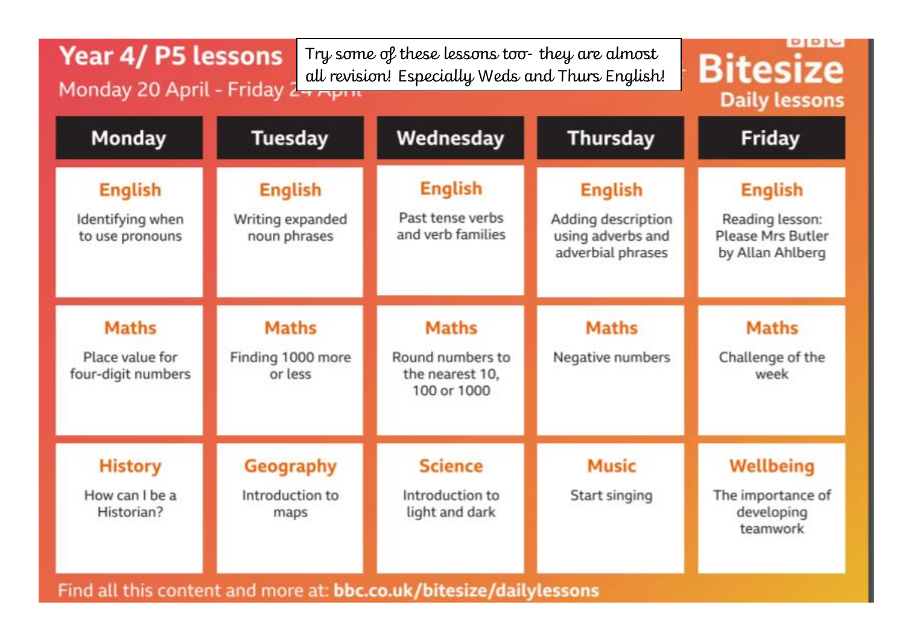# Year 4/ P5 lessons

Monday 20 April - Friday 24 April

Try some of these lessons too- they are almost all revision! Especially Weds and Thurs English!

**BBC Bitesize Daily lessons**

| Monday | Tuesday | Wednesday | Thursday | Friday |
|---|---|---|---|---|
| **English** Identifying when to use pronouns | **English** Writing expanded noun phrases | **English** Past tense verbs and verb families | **English** Adding description using adverbs and adverbial phrases | **English** Reading lesson: Please Mrs Butler by Allan Ahlberg |
| **Maths** Place value for four-digit numbers | **Maths** Finding 1000 more or less | **Maths** Round numbers to the nearest 10, 100 or 1000 | **Maths** Negative numbers | **Maths** Challenge of the week |
| **History** How can I be a Historian? | **Geography** Introduction to maps | **Science** Introduction to light and dark | **Music** Start singing | **Wellbeing** The importance of developing teamwork |

Find all this content and more at: **bbc.co.uk/bitesize/dailylessons**